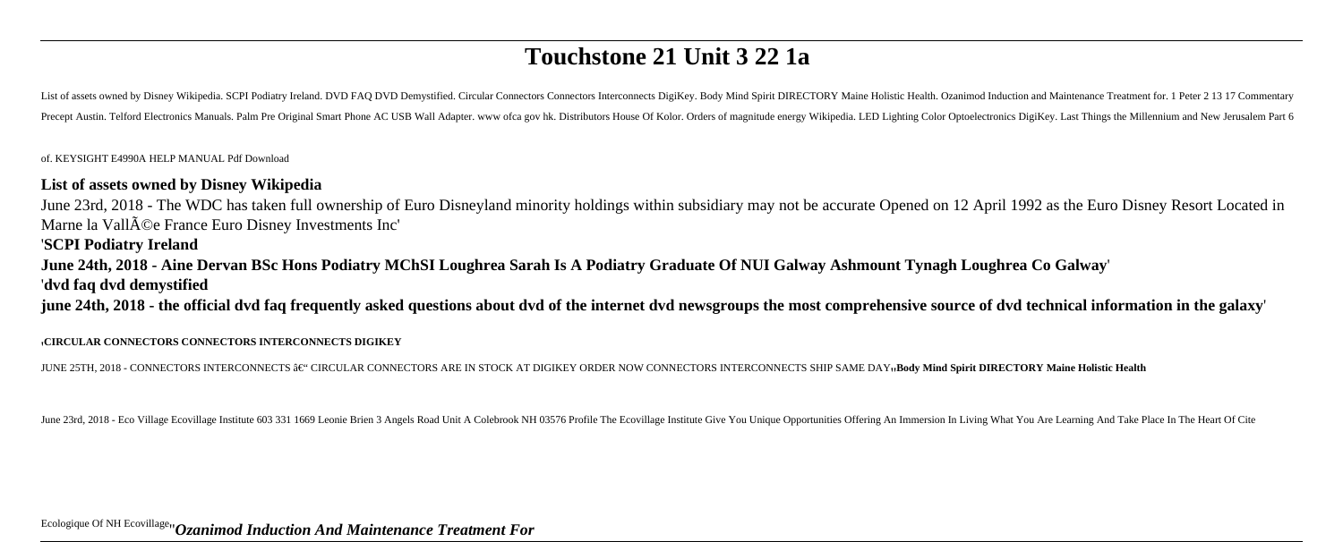# Touchstone 21 Unit 3 22 1a

List of assets owned by Disney Wikipedia. SCPI Podiatry Ireland. DVD FAQ DVD Demystified. Circular Connectors Connectors Interconnects DigiKey. Body Mind Spirit DIRECTORY Maine Holistic Health. Ozanimod Induction and Maintenance Treatment for. 1 Peter 2 13 17 Commentary Precept Austin. Telford Electronics Manuals. Palm Pre Original Smart Phone AC USB Wall Adapter. www ofca gov hk. Distributors House Of Kolor. Orders of magnitude energy Wikipedia. LED Lighting Color Optoelectronics DigiKey. Last Things the Millennium and New Jerusalem Part 6 of. KEYSIGHT E4990A HELP MANUAL Pdf Download

**List of assets owned by Disney Wikipedia**

June 23rd, 2018 - The WDC has taken full ownership of Euro Disneyland minority holdings within subsidiary may not be accurate Opened on 12 April 1992 as the Euro Disney Resort Located in Marne la VallÃ©e France Euro Disney Investments Inc'

'**SCPI Podiatry Ireland**

**June 24th, 2018 - Aine Dervan BSc Hons Podiatry MChSI Loughrea Sarah Is A Podiatry Graduate Of NUI Galway Ashmount Tynagh Loughrea Co Galway**'

'**dvd faq dvd demystified**

**june 24th, 2018 - the official dvd faq frequently asked questions about dvd of the internet dvd newsgroups the most comprehensive source of dvd technical information in the galaxy**'

'**CIRCULAR CONNECTORS CONNECTORS INTERCONNECTS DIGIKEY**

JUNE 25TH, 2018 - CONNECTORS INTERCONNECTS â€" CIRCULAR CONNECTORS ARE IN STOCK AT DIGIKEY ORDER NOW CONNECTORS INTERCONNECTS SHIP SAME DAY''**Body Mind Spirit DIRECTORY Maine Holistic Health**

June 23rd, 2018 - Eco Village Ecovillage Institute 603 331 1669 Leonie Brien 3 Angels Road Unit A Colebrook NH 03576 Profile The Ecovillage Institute Give You Unique Opportunities Offering An Immersion In Living What You Are Learning And Take Place In The Heart Of Cite Ecologique Of NH Ecovillage''***Ozanimod Induction And Maintenance Treatment For***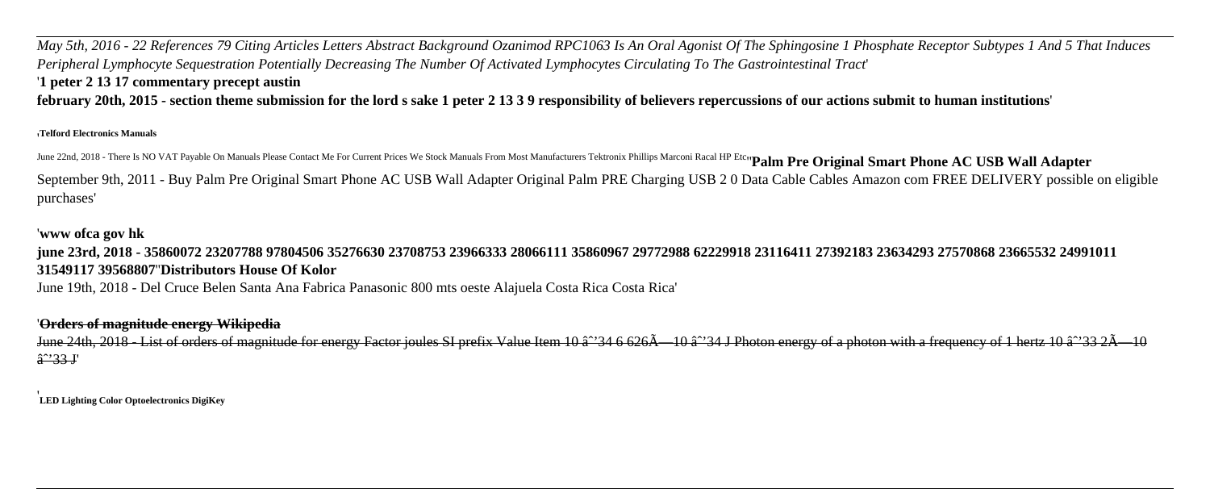*May 5th, 2016 - 22 References 79 Citing Articles Letters Abstract Background Ozanimod RPC1063 Is An Oral Agonist Of The Sphingosine 1 Phosphate Receptor Subtypes 1 And 5 That Induces Peripheral Lymphocyte Sequestration Potentially Decreasing The Number Of Activated Lymphocytes Circulating To The Gastrointestinal Tract*'

'**1 peter 2 13 17 commentary precept austin**

**february 20th, 2015 - section theme submission for the lord s sake 1 peter 2 13 3 9 responsibility of believers repercussions of our actions submit to human institutions**'

'**Telford Electronics Manuals**

June 22nd, 2018 - There Is NO VAT Payable On Manuals Please Contact Me For Current Prices We Stock Manuals From Most Manufacturers Tektronix Phillips Marconi Racal HP Etc''**Palm Pre Original Smart Phone AC USB Wall Adapter**

September 9th, 2011 - Buy Palm Pre Original Smart Phone AC USB Wall Adapter Original Palm PRE Charging USB 2 0 Data Cable Cables Amazon com FREE DELIVERY possible on eligible purchases'

'**www ofca gov hk**

**june 23rd, 2018 - 35860072 23207788 97804506 35276630 23708753 23966333 28066111 35860967 29772988 62229918 23116411 27392183 23634293 27570868 23665532 24991011 31549117 39568807**''**Distributors House Of Kolor**

June 19th, 2018 - Del Cruce Belen Santa Ana Fabrica Panasonic 800 mts oeste Alajuela Costa Rica Costa Rica'

'~~**Orders of magnitude energy Wikipedia**~~

~~June 24th, 2018 - List of orders of magnitude for energy Factor joules SI prefix Value Item 10 â^'34 6 626Ã—10 â^'34 J Photon energy of a photon with a frequency of 1 hertz 10 â^'33 2Ã—10 â^'33 J~~'

'**LED Lighting Color Optoelectronics DigiKey**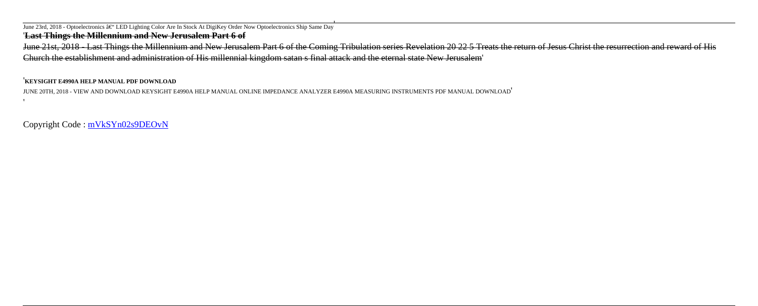June 23rd, 2018 - Optoelectronics â€" LED Lighting Color Are In Stock At DigiKey Order Now Optoelectronics Ship Same Day'

'**Last Things the Millennium and New Jerusalem Part 6 of**

June 21st, 2018 - Last Things the Millennium and New Jerusalem Part 6 of the Coming Tribulation series Revelation 20 22 5 Treats the return of Jesus Christ the resurrection and reward of His Church the establishment and administration of His millennial kingdom satan s final attack and the eternal state New Jerusalem'

'**KEYSIGHT E4990A HELP MANUAL PDF DOWNLOAD**

JUNE 20TH, 2018 - VIEW AND DOWNLOAD KEYSIGHT E4990A HELP MANUAL ONLINE IMPEDANCE ANALYZER E4990A MEASURING INSTRUMENTS PDF MANUAL DOWNLOAD'

'

Copyright Code : mVkSYn02s9DEOvN